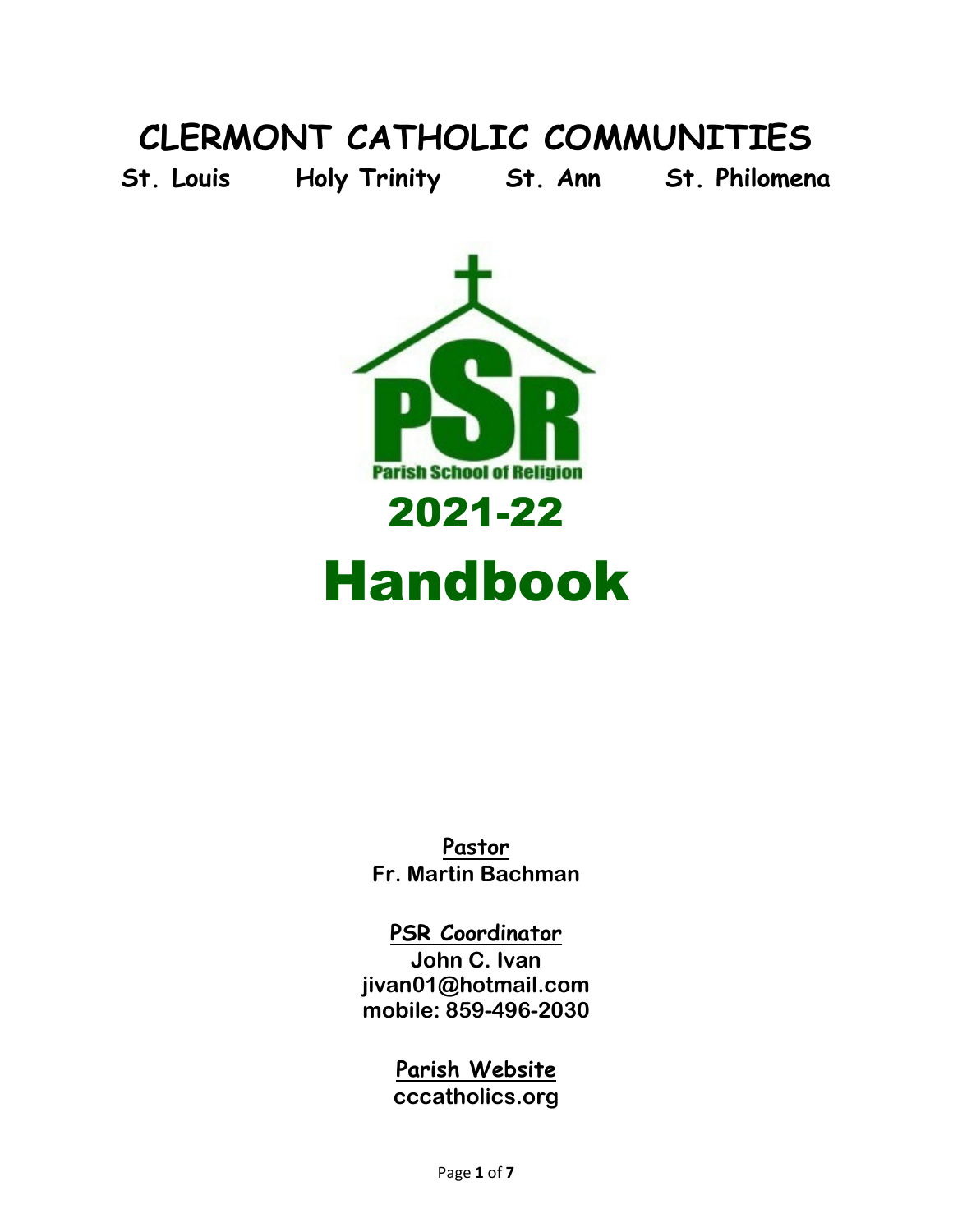# CLERMONT CATHOLIC COMMUNITIES

**St. Louis Holy Trinity St. Ann St. Philomena**

PSR

Parish School of Religion

## 2021-22

# Handbook

**Pastor**
**Fr. Martin Bachman**

**PSR Coordinator**
**John C. Ivan**
**jivan01@hotmail.com**
**mobile: 859-496-2030**

**Parish Website**
**cccatholics.org**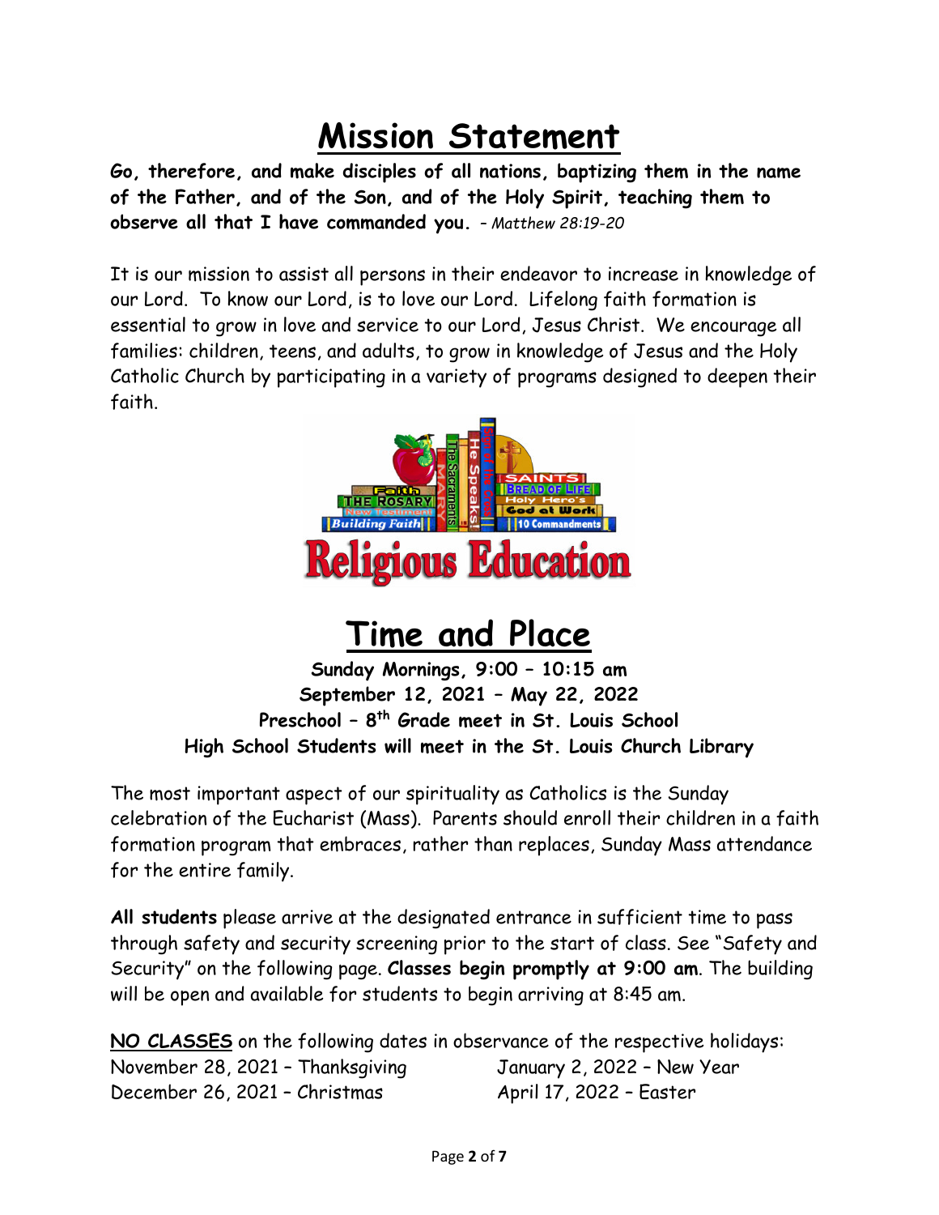# Mission Statement

**Go, therefore, and make disciples of all nations, baptizing them in the name of the Father, and of the Son, and of the Holy Spirit, teaching them to observe all that I have commanded you.** – *Matthew 28:19-20*

It is our mission to assist all persons in their endeavor to increase in knowledge of our Lord. To know our Lord, is to love our Lord. Lifelong faith formation is essential to grow in love and service to our Lord, Jesus Christ. We encourage all families: children, teens, and adults, to grow in knowledge of Jesus and the Holy Catholic Church by participating in a variety of programs designed to deepen their faith.

# Time and Place

**Sunday Mornings, 9:00 – 10:15 am**
**September 12, 2021 – May 22, 2022**
**Preschool – 8th Grade meet in St. Louis School**
**High School Students will meet in the St. Louis Church Library**

The most important aspect of our spirituality as Catholics is the Sunday celebration of the Eucharist (Mass). Parents should enroll their children in a faith formation program that embraces, rather than replaces, Sunday Mass attendance for the entire family.

**All students** please arrive at the designated entrance in sufficient time to pass through safety and security screening prior to the start of class. See "Safety and Security" on the following page. **Classes begin promptly at 9:00 am**. The building will be open and available for students to begin arriving at 8:45 am.

**NO CLASSES** on the following dates in observance of the respective holidays:

November 28, 2021 – Thanksgiving
December 26, 2021 – Christmas
January 2, 2022 – New Year
April 17, 2022 – Easter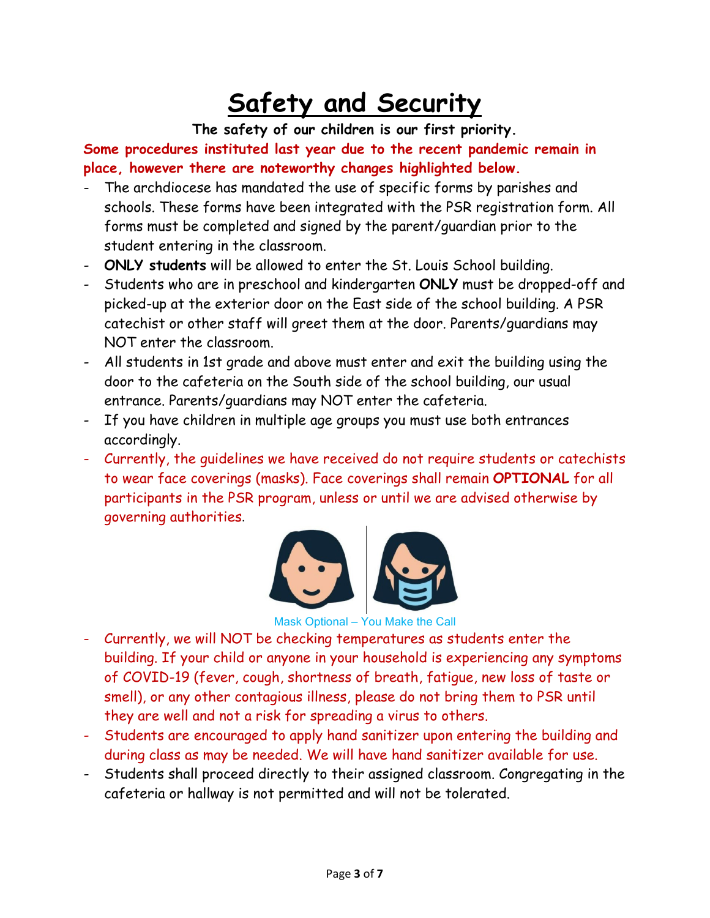# Safety and Security

**The safety of our children is our first priority.**

**Some procedures instituted last year due to the recent pandemic remain in place, however there are noteworthy changes highlighted below.**

- The archdiocese has mandated the use of specific forms by parishes and schools. These forms have been integrated with the PSR registration form. All forms must be completed and signed by the parent/guardian prior to the student entering in the classroom.
- **ONLY students** will be allowed to enter the St. Louis School building.
- Students who are in preschool and kindergarten **ONLY** must be dropped-off and picked-up at the exterior door on the East side of the school building. A PSR catechist or other staff will greet them at the door. Parents/guardians may NOT enter the classroom.
- All students in 1st grade and above must enter and exit the building using the door to the cafeteria on the South side of the school building, our usual entrance. Parents/guardians may NOT enter the cafeteria.
- If you have children in multiple age groups you must use both entrances accordingly.
- Currently, the guidelines we have received do not require students or catechists to wear face coverings (masks). Face coverings shall remain **OPTIONAL** for all participants in the PSR program, unless or until we are advised otherwise by governing authorities.

Mask Optional – You Make the Call

- Currently, we will NOT be checking temperatures as students enter the building. If your child or anyone in your household is experiencing any symptoms of COVID-19 (fever, cough, shortness of breath, fatigue, new loss of taste or smell), or any other contagious illness, please do not bring them to PSR until they are well and not a risk for spreading a virus to others.
- Students are encouraged to apply hand sanitizer upon entering the building and during class as may be needed. We will have hand sanitizer available for use.
- Students shall proceed directly to their assigned classroom. Congregating in the cafeteria or hallway is not permitted and will not be tolerated.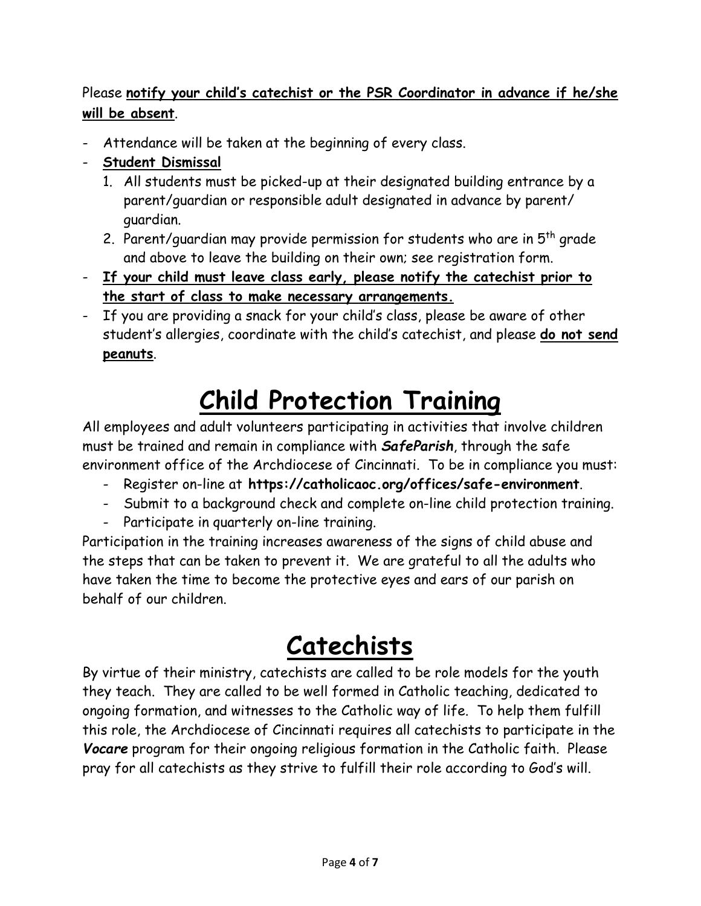Please **notify your child's catechist or the PSR Coordinator in advance if he/she will be absent**.

- Attendance will be taken at the beginning of every class.
- **Student Dismissal**
  1. All students must be picked-up at their designated building entrance by a parent/guardian or responsible adult designated in advance by parent/ guardian.
  2. Parent/guardian may provide permission for students who are in 5th grade and above to leave the building on their own; see registration form.
- **If your child must leave class early, please notify the catechist prior to the start of class to make necessary arrangements.**
- If you are providing a snack for your child's class, please be aware of other student's allergies, coordinate with the child's catechist, and please **do not send peanuts**.

# Child Protection Training

All employees and adult volunteers participating in activities that involve children must be trained and remain in compliance with ***SafeParish***, through the safe environment office of the Archdiocese of Cincinnati. To be in compliance you must:

- Register on-line at **https://catholicaoc.org/offices/safe-environment**.
- Submit to a background check and complete on-line child protection training.
- Participate in quarterly on-line training.

Participation in the training increases awareness of the signs of child abuse and the steps that can be taken to prevent it. We are grateful to all the adults who have taken the time to become the protective eyes and ears of our parish on behalf of our children.

# Catechists

By virtue of their ministry, catechists are called to be role models for the youth they teach. They are called to be well formed in Catholic teaching, dedicated to ongoing formation, and witnesses to the Catholic way of life. To help them fulfill this role, the Archdiocese of Cincinnati requires all catechists to participate in the ***Vocare*** program for their ongoing religious formation in the Catholic faith. Please pray for all catechists as they strive to fulfill their role according to God's will.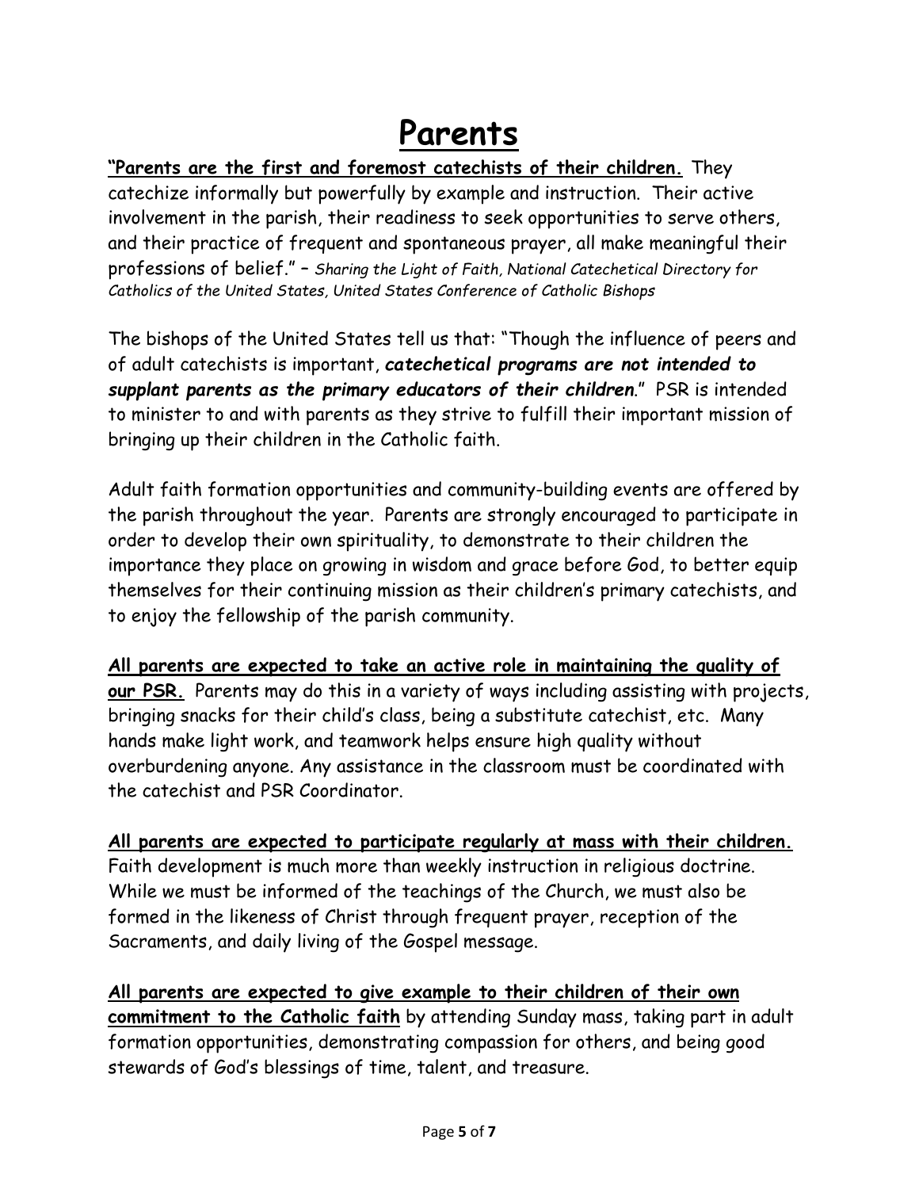# Parents

**"Parents are the first and foremost catechists of their children.** They catechize informally but powerfully by example and instruction. Their active involvement in the parish, their readiness to seek opportunities to serve others, and their practice of frequent and spontaneous prayer, all make meaningful their professions of belief." – *Sharing the Light of Faith, National Catechetical Directory for Catholics of the United States, United States Conference of Catholic Bishops*

The bishops of the United States tell us that: "Though the influence of peers and of adult catechists is important, ***catechetical programs are not intended to supplant parents as the primary educators of their children***." PSR is intended to minister to and with parents as they strive to fulfill their important mission of bringing up their children in the Catholic faith.

Adult faith formation opportunities and community-building events are offered by the parish throughout the year. Parents are strongly encouraged to participate in order to develop their own spirituality, to demonstrate to their children the importance they place on growing in wisdom and grace before God, to better equip themselves for their continuing mission as their children's primary catechists, and to enjoy the fellowship of the parish community.

**All parents are expected to take an active role in maintaining the quality of our PSR.** Parents may do this in a variety of ways including assisting with projects, bringing snacks for their child's class, being a substitute catechist, etc. Many hands make light work, and teamwork helps ensure high quality without overburdening anyone. Any assistance in the classroom must be coordinated with the catechist and PSR Coordinator.

**All parents are expected to participate regularly at mass with their children.** Faith development is much more than weekly instruction in religious doctrine. While we must be informed of the teachings of the Church, we must also be formed in the likeness of Christ through frequent prayer, reception of the Sacraments, and daily living of the Gospel message.

**All parents are expected to give example to their children of their own commitment to the Catholic faith** by attending Sunday mass, taking part in adult formation opportunities, demonstrating compassion for others, and being good stewards of God's blessings of time, talent, and treasure.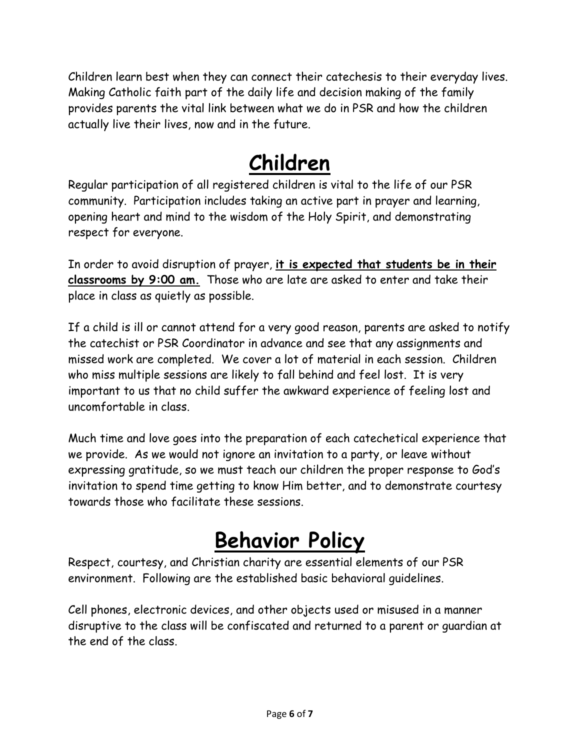Children learn best when they can connect their catechesis to their everyday lives. Making Catholic faith part of the daily life and decision making of the family provides parents the vital link between what we do in PSR and how the children actually live their lives, now and in the future.

# Children

Regular participation of all registered children is vital to the life of our PSR community. Participation includes taking an active part in prayer and learning, opening heart and mind to the wisdom of the Holy Spirit, and demonstrating respect for everyone.

In order to avoid disruption of prayer, **it is expected that students be in their classrooms by 9:00 am.** Those who are late are asked to enter and take their place in class as quietly as possible.

If a child is ill or cannot attend for a very good reason, parents are asked to notify the catechist or PSR Coordinator in advance and see that any assignments and missed work are completed. We cover a lot of material in each session. Children who miss multiple sessions are likely to fall behind and feel lost. It is very important to us that no child suffer the awkward experience of feeling lost and uncomfortable in class.

Much time and love goes into the preparation of each catechetical experience that we provide. As we would not ignore an invitation to a party, or leave without expressing gratitude, so we must teach our children the proper response to God's invitation to spend time getting to know Him better, and to demonstrate courtesy towards those who facilitate these sessions.

# Behavior Policy

Respect, courtesy, and Christian charity are essential elements of our PSR environment. Following are the established basic behavioral guidelines.

Cell phones, electronic devices, and other objects used or misused in a manner disruptive to the class will be confiscated and returned to a parent or guardian at the end of the class.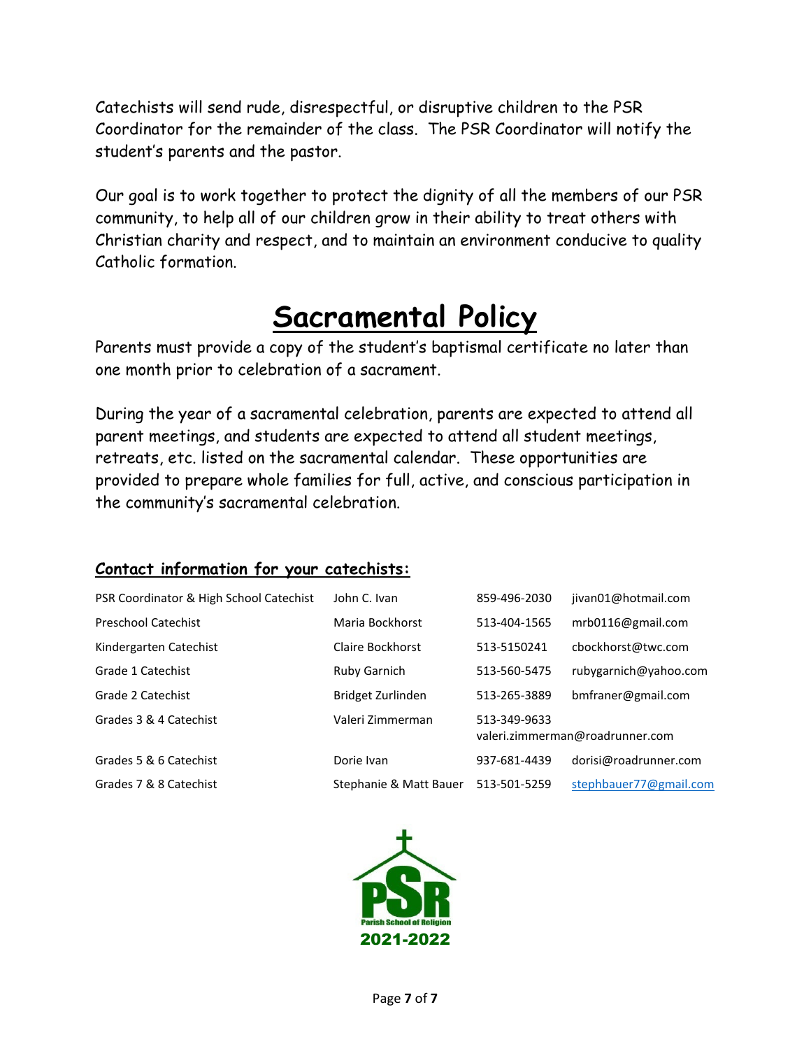Catechists will send rude, disrespectful, or disruptive children to the PSR Coordinator for the remainder of the class. The PSR Coordinator will notify the student's parents and the pastor.

Our goal is to work together to protect the dignity of all the members of our PSR community, to help all of our children grow in their ability to treat others with Christian charity and respect, and to maintain an environment conducive to quality Catholic formation.

# Sacramental Policy

Parents must provide a copy of the student's baptismal certificate no later than one month prior to celebration of a sacrament.

During the year of a sacramental celebration, parents are expected to attend all parent meetings, and students are expected to attend all student meetings, retreats, etc. listed on the sacramental calendar. These opportunities are provided to prepare whole families for full, active, and conscious participation in the community's sacramental celebration.

## Contact information for your catechists:

| | | | |
|---|---|---|---|
| PSR Coordinator & High School Catechist | John C. Ivan | 859-496-2030 | jivan01@hotmail.com |
| Preschool Catechist | Maria Bockhorst | 513-404-1565 | mrb0116@gmail.com |
| Kindergarten Catechist | Claire Bockhorst | 513-5150241 | cbockhorst@twc.com |
| Grade 1 Catechist | Ruby Garnich | 513-560-5475 | rubygarnich@yahoo.com |
| Grade 2 Catechist | Bridget Zurlinden | 513-265-3889 | bmfraner@gmail.com |
| Grades 3 & 4 Catechist | Valeri Zimmerman | 513-349-9633 | valeri.zimmerman@roadrunner.com |
| Grades 5 & 6 Catechist | Dorie Ivan | 937-681-4439 | dorisi@roadrunner.com |
| Grades 7 & 8 Catechist | Stephanie & Matt Bauer | 513-501-5259 | stephbauer77@gmail.com |

PSR
Parish School of Religion
2021-2022